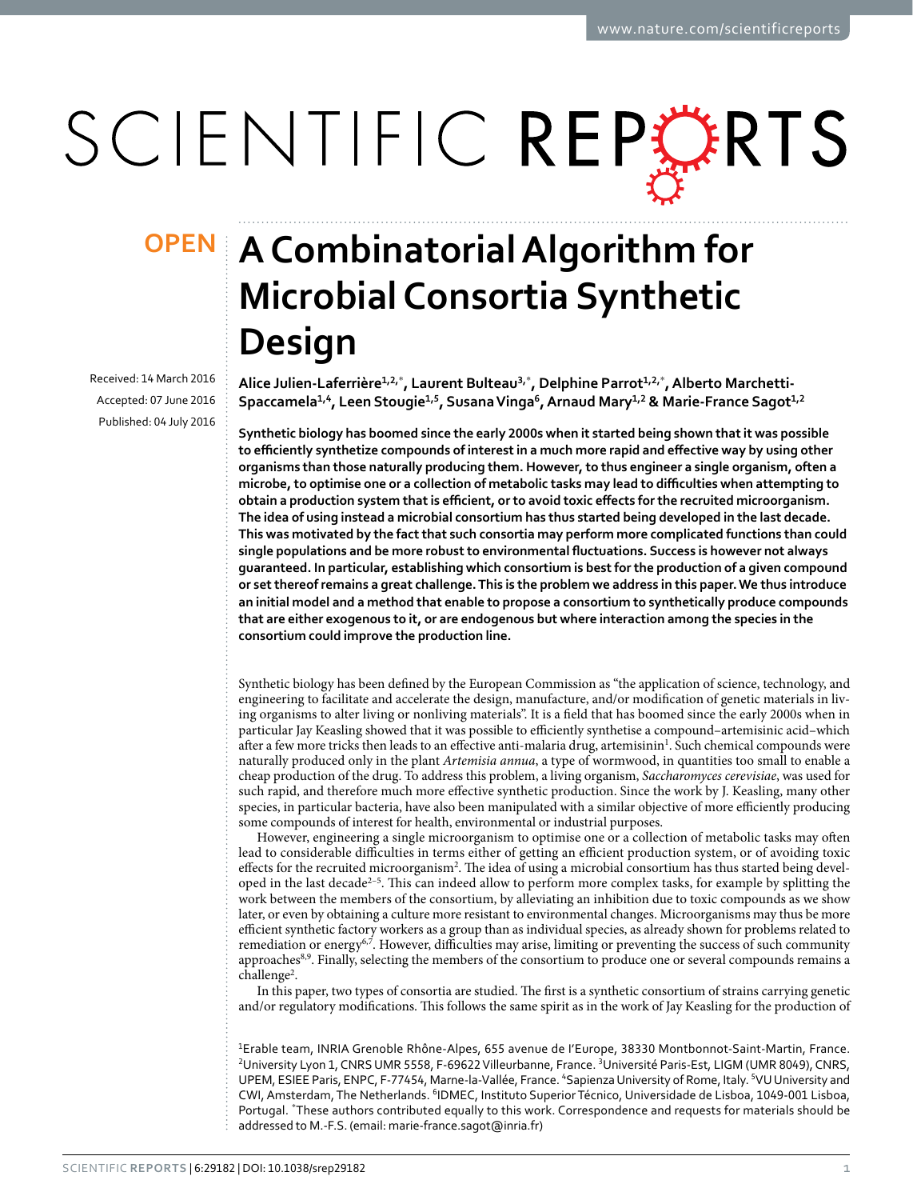# A Combinatorial Algorithm for Microbial Consortia Synthetic Design

OPEN

Received: 14 March 2016

Accepted: 07 June 2016

Published: 04 July 2016

**Alice Julien-Laferrière[1,2,*], Laurent Bulteau[3,*], Delphine Parrot[1,2,*], Alberto Marchetti-Spaccamela[1,4], Leen Stougie[1,5], Susana Vinga[6], Arnaud Mary[1,2] & Marie-France Sagot[1,2]**

**Synthetic biology has boomed since the early 2000s when it started being shown that it was possible to efficiently synthetize compounds of interest in a much more rapid and effective way by using other organisms than those naturally producing them. However, to thus engineer a single organism, often a microbe, to optimise one or a collection of metabolic tasks may lead to difficulties when attempting to obtain a production system that is efficient, or to avoid toxic effects for the recruited microorganism. The idea of using instead a microbial consortium has thus started being developed in the last decade. This was motivated by the fact that such consortia may perform more complicated functions than could single populations and be more robust to environmental fluctuations. Success is however not always guaranteed. In particular, establishing which consortium is best for the production of a given compound or set thereof remains a great challenge. This is the problem we address in this paper. We thus introduce an initial model and a method that enable to propose a consortium to synthetically produce compounds that are either exogenous to it, or are endogenous but where interaction among the species in the consortium could improve the production line.**

Synthetic biology has been defined by the European Commission as "the application of science, technology, and engineering to facilitate and accelerate the design, manufacture, and/or modification of genetic materials in living organisms to alter living or nonliving materials". It is a field that has boomed since the early 2000s when in particular Jay Keasling showed that it was possible to efficiently synthetise a compound–artemisinic acid–which after a few more tricks then leads to an effective anti-malaria drug, artemisinin[1]. Such chemical compounds were naturally produced only in the plant *Artemisia annua*, a type of wormwood, in quantities too small to enable a cheap production of the drug. To address this problem, a living organism, *Saccharomyces cerevisiae*, was used for such rapid, and therefore much more effective synthetic production. Since the work by J. Keasling, many other species, in particular bacteria, have also been manipulated with a similar objective of more efficiently producing some compounds of interest for health, environmental or industrial purposes.

However, engineering a single microorganism to optimise one or a collection of metabolic tasks may often lead to considerable difficulties in terms either of getting an efficient production system, or of avoiding toxic effects for the recruited microorganism[2]. The idea of using a microbial consortium has thus started being developed in the last decade[2–5]. This can indeed allow to perform more complex tasks, for example by splitting the work between the members of the consortium, by alleviating an inhibition due to toxic compounds as we show later, or even by obtaining a culture more resistant to environmental changes. Microorganisms may thus be more efficient synthetic factory workers as a group than as individual species, as already shown for problems related to remediation or energy[6,7]. However, difficulties may arise, limiting or preventing the success of such community approaches[8,9]. Finally, selecting the members of the consortium to produce one or several compounds remains a challenge[2].

In this paper, two types of consortia are studied. The first is a synthetic consortium of strains carrying genetic and/or regulatory modifications. This follows the same spirit as in the work of Jay Keasling for the production of

[1]Erable team, INRIA Grenoble Rhône-Alpes, 655 avenue de l'Europe, 38330 Montbonnot-Saint-Martin, France. [2]University Lyon 1, CNRS UMR 5558, F-69622 Villeurbanne, France. [3]Université Paris-Est, LIGM (UMR 8049), CNRS, UPEM, ESIEE Paris, ENPC, F-77454, Marne-la-Vallée, France. [4]Sapienza University of Rome, Italy. [5]VU University and CWI, Amsterdam, The Netherlands. [6]IDMEC, Instituto Superior Técnico, Universidade de Lisboa, 1049-001 Lisboa, Portugal. *These authors contributed equally to this work. Correspondence and requests for materials should be addressed to M.-F.S. (email: marie-france.sagot@inria.fr)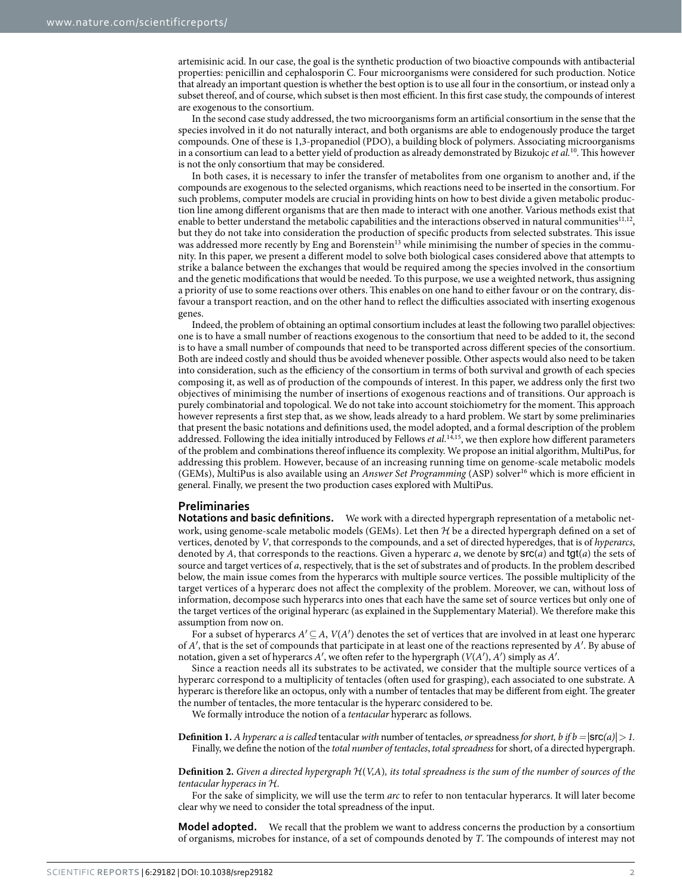artemisinic acid. In our case, the goal is the synthetic production of two bioactive compounds with antibacterial properties: penicillin and cephalosporin C. Four microorganisms were considered for such production. Notice that already an important question is whether the best option is to use all four in the consortium, or instead only a subset thereof, and of course, which subset is then most efficient. In this first case study, the compounds of interest are exogenous to the consortium.

In the second case study addressed, the two microorganisms form an artificial consortium in the sense that the species involved in it do not naturally interact, and both organisms are able to endogenously produce the target compounds. One of these is 1,3-propanediol (PDO), a building block of polymers. Associating microorganisms in a consortium can lead to a better yield of production as already demonstrated by Bizukojc *et al.*[10]. This however is not the only consortium that may be considered.

In both cases, it is necessary to infer the transfer of metabolites from one organism to another and, if the compounds are exogenous to the selected organisms, which reactions need to be inserted in the consortium. For such problems, computer models are crucial in providing hints on how to best divide a given metabolic production line among different organisms that are then made to interact with one another. Various methods exist that enable to better understand the metabolic capabilities and the interactions observed in natural communities[11,12], but they do not take into consideration the production of specific products from selected substrates. This issue was addressed more recently by Eng and Borenstein[13] while minimising the number of species in the community. In this paper, we present a different model to solve both biological cases considered above that attempts to strike a balance between the exchanges that would be required among the species involved in the consortium and the genetic modifications that would be needed. To this purpose, we use a weighted network, thus assigning a priority of use to some reactions over others. This enables on one hand to either favour or on the contrary, disfavour a transport reaction, and on the other hand to reflect the difficulties associated with inserting exogenous genes.

Indeed, the problem of obtaining an optimal consortium includes at least the following two parallel objectives: one is to have a small number of reactions exogenous to the consortium that need to be added to it, the second is to have a small number of compounds that need to be transported across different species of the consortium. Both are indeed costly and should thus be avoided whenever possible. Other aspects would also need to be taken into consideration, such as the efficiency of the consortium in terms of both survival and growth of each species composing it, as well as of production of the compounds of interest. In this paper, we address only the first two objectives of minimising the number of insertions of exogenous reactions and of transitions. Our approach is purely combinatorial and topological. We do not take into account stoichiometry for the moment. This approach however represents a first step that, as we show, leads already to a hard problem. We start by some preliminaries that present the basic notations and definitions used, the model adopted, and a formal description of the problem addressed. Following the idea initially introduced by Fellows *et al.*[14,15], we then explore how different parameters of the problem and combinations thereof influence its complexity. We propose an initial algorithm, MultiPus, for addressing this problem. However, because of an increasing running time on genome-scale metabolic models (GEMs), MultiPus is also available using an *Answer Set Programming* (ASP) solver[16] which is more efficient in general. Finally, we present the two production cases explored with MultiPus.

## Preliminaries

**Notations and basic definitions.** We work with a directed hypergraph representation of a metabolic network, using genome-scale metabolic models (GEMs). Let then $\mathcal{H}$ be a directed hypergraph defined on a set of vertices, denoted by $V$, that corresponds to the compounds, and a set of directed hyperedges, that is of *hyperarcs*, denoted by $A$, that corresponds to the reactions. Given a hyperarc $a$, we denote by $\mathsf{src}(a)$ and $\mathsf{tgt}(a)$ the sets of source and target vertices of $a$, respectively, that is the set of substrates and of products. In the problem described below, the main issue comes from the hyperarcs with multiple source vertices. The possible multiplicity of the target vertices of a hyperarc does not affect the complexity of the problem. Moreover, we can, without loss of information, decompose such hyperarcs into ones that each have the same set of source vertices but only one of the target vertices of the original hyperarc (as explained in the Supplementary Material). We therefore make this assumption from now on.

For a subset of hyperarcs $A' \subseteq A$, $V(A')$ denotes the set of vertices that are involved in at least one hyperarc of $A'$, that is the set of compounds that participate in at least one of the reactions represented by $A'$. By abuse of notation, given a set of hyperarcs $A'$, we often refer to the hypergraph $(V(A'), A')$ simply as $A'$.

Since a reaction needs all its substrates to be activated, we consider that the multiple source vertices of a hyperarc correspond to a multiplicity of tentacles (often used for grasping), each associated to one substrate. A hyperarc is therefore like an octopus, only with a number of tentacles that may be different from eight. The greater the number of tentacles, the more tentacular is the hyperarc considered to be.

We formally introduce the notion of a *tentacular* hyperarc as follows.

**Definition 1.** *A hyperarc a is called* tentacular *with* number of tentacles*, or* spreadness *for short, b if* $b = |\mathsf{src}(a)| > 1$.

Finally, we define the notion of the *total number of tentacles*, *total spreadness* for short, of a directed hypergraph.

**Definition 2.** *Given a directed hypergraph* $\mathcal{H}(V,A)$*, its total spreadness is the sum of the number of sources of the tentacular hyperacs in* $\mathcal{H}$.

For the sake of simplicity, we will use the term *arc* to refer to non tentacular hyperarcs. It will later become clear why we need to consider the total spreadness of the input.

**Model adopted.** We recall that the problem we want to address concerns the production by a consortium of organisms, microbes for instance, of a set of compounds denoted by $T$. The compounds of interest may not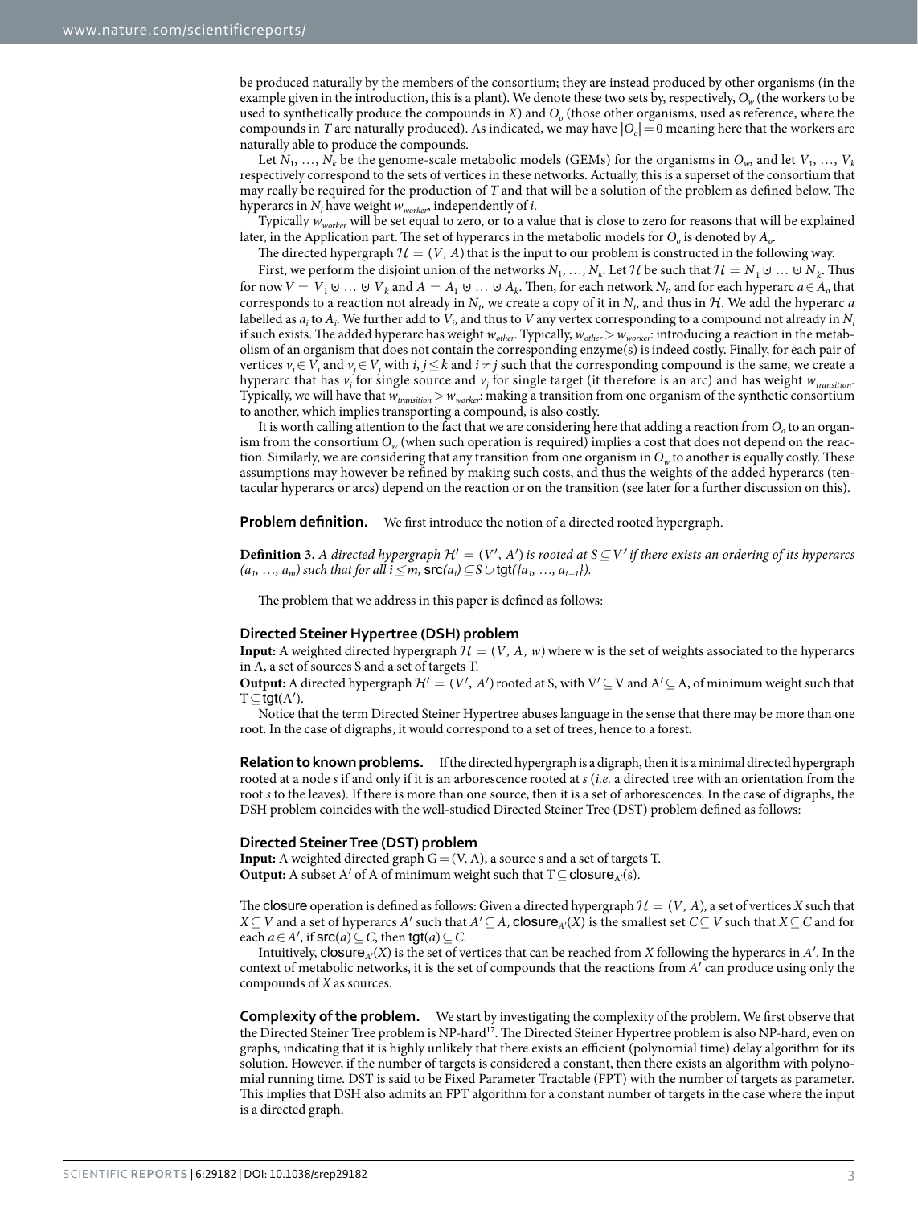be produced naturally by the members of the consortium; they are instead produced by other organisms (in the example given in the introduction, this is a plant). We denote these two sets by, respectively, $O_w$ (the workers to be used to synthetically produce the compounds in $X$) and $O_o$ (those other organisms, used as reference, where the compounds in $T$ are naturally produced). As indicated, we may have $|O_o| = 0$ meaning here that the workers are naturally able to produce the compounds.

Let $N_1, \ldots, N_k$ be the genome-scale metabolic models (GEMs) for the organisms in $O_w$, and let $V_1, \ldots, V_k$ respectively correspond to the sets of vertices in these networks. Actually, this is a superset of the consortium that may really be required for the production of $T$ and that will be a solution of the problem as defined below. The hyperarcs in $N_i$ have weight $w_{worker}$, independently of $i$.

Typically $w_{worker}$ will be set equal to zero, or to a value that is close to zero for reasons that will be explained later, in the Application part. The set of hyperarcs in the metabolic models for $O_o$ is denoted by $A_o$.

The directed hypergraph $\mathcal{H} = (V, A)$ that is the input to our problem is constructed in the following way.

First, we perform the disjoint union of the networks $N_1, \ldots, N_k$. Let $\mathcal{H}$ be such that $\mathcal{H} = N_1 \uplus \ldots \uplus N_k$. Thus for now $V = V_1 \uplus \ldots \uplus V_k$ and $A = A_1 \uplus \ldots \uplus A_k$. Then, for each network $N_i$, and for each hyperarc $a \in A_o$ that corresponds to a reaction not already in $N_i$, we create a copy of it in $N_i$, and thus in $\mathcal{H}$. We add the hyperarc $a$ labelled as $a_i$ to $A_i$. We further add to $V_i$, and thus to $V$ any vertex corresponding to a compound not already in $N_i$ if such exists. The added hyperarc has weight $w_{other}$. Typically, $w_{other} > w_{worker}$: introducing a reaction in the metabolism of an organism that does not contain the corresponding enzyme(s) is indeed costly. Finally, for each pair of vertices $v_i \in V_i$ and $v_j \in V_j$ with $i, j \leq k$ and $i \neq j$ such that the corresponding compound is the same, we create a hyperarc that has $v_i$ for single source and $v_j$ for single target (it therefore is an arc) and has weight $w_{transition}$. Typically, we will have that $w_{transition} > w_{worker}$: making a transition from one organism of the synthetic consortium to another, which implies transporting a compound, is also costly.

It is worth calling attention to the fact that we are considering here that adding a reaction from $O_o$ to an organism from the consortium $O_w$ (when such operation is required) implies a cost that does not depend on the reaction. Similarly, we are considering that any transition from one organism in $O_w$ to another is equally costly. These assumptions may however be refined by making such costs, and thus the weights of the added hyperarcs (tentacular hyperarcs or arcs) depend on the reaction or on the transition (see later for a further discussion on this).

**Problem definition.** We first introduce the notion of a directed rooted hypergraph.

**Definition 3.** *A directed hypergraph $\mathcal{H}' = (V', A')$ is rooted at $S \subseteq V'$ if there exists an ordering of its hyperarcs $(a_1, \ldots, a_m)$ such that for all $i \leq m$, $\mathsf{src}(a_i) \subseteq S \cup \mathsf{tgt}(\{a_1, \ldots, a_{i-1}\})$.*

The problem that we address in this paper is defined as follows:

### Directed Steiner Hypertree (DSH) problem

**Input:** A weighted directed hypergraph $\mathcal{H} = (V, A, w)$ where w is the set of weights associated to the hyperarcs in A, a set of sources S and a set of targets T.

**Output:** A directed hypergraph $\mathcal{H}' = (V', A')$ rooted at S, with $V' \subseteq V$ and $A' \subseteq A$, of minimum weight such that $T \subseteq \mathsf{tgt}(A')$.

Notice that the term Directed Steiner Hypertree abuses language in the sense that there may be more than one root. In the case of digraphs, it would correspond to a set of trees, hence to a forest.

**Relation to known problems.** If the directed hypergraph is a digraph, then it is a minimal directed hypergraph rooted at a node $s$ if and only if it is an arborescence rooted at $s$ (*i.e.* a directed tree with an orientation from the root $s$ to the leaves). If there is more than one source, then it is a set of arborescences. In the case of digraphs, the DSH problem coincides with the well-studied Directed Steiner Tree (DST) problem defined as follows:

### Directed Steiner Tree (DST) problem

**Input:** A weighted directed graph G = (V, A), a source s and a set of targets T.

**Output:** A subset A′ of A of minimum weight such that $T \subseteq \mathsf{closure}_{A'}(s)$.

The $\mathsf{closure}$ operation is defined as follows: Given a directed hypergraph $\mathcal{H} = (V, A)$, a set of vertices $X$ such that $X \subseteq V$ and a set of hyperarcs $A'$ such that $A' \subseteq A$, $\mathsf{closure}_{A'}(X)$ is the smallest set $C \subseteq V$ such that $X \subseteq C$ and for each $a \in A'$, if $\mathsf{src}(a) \subseteq C$, then $\mathsf{tgt}(a) \subseteq C$.

Intuitively, $\mathsf{closure}_{A'}(X)$ is the set of vertices that can be reached from $X$ following the hyperarcs in $A'$. In the context of metabolic networks, it is the set of compounds that the reactions from $A'$ can produce using only the compounds of $X$ as sources.

**Complexity of the problem.** We start by investigating the complexity of the problem. We first observe that the Directed Steiner Tree problem is NP-hard[17]. The Directed Steiner Hypertree problem is also NP-hard, even on graphs, indicating that it is highly unlikely that there exists an efficient (polynomial time) delay algorithm for its solution. However, if the number of targets is considered a constant, then there exists an algorithm with polynomial running time. DST is said to be Fixed Parameter Tractable (FPT) with the number of targets as parameter. This implies that DSH also admits an FPT algorithm for a constant number of targets in the case where the input is a directed graph.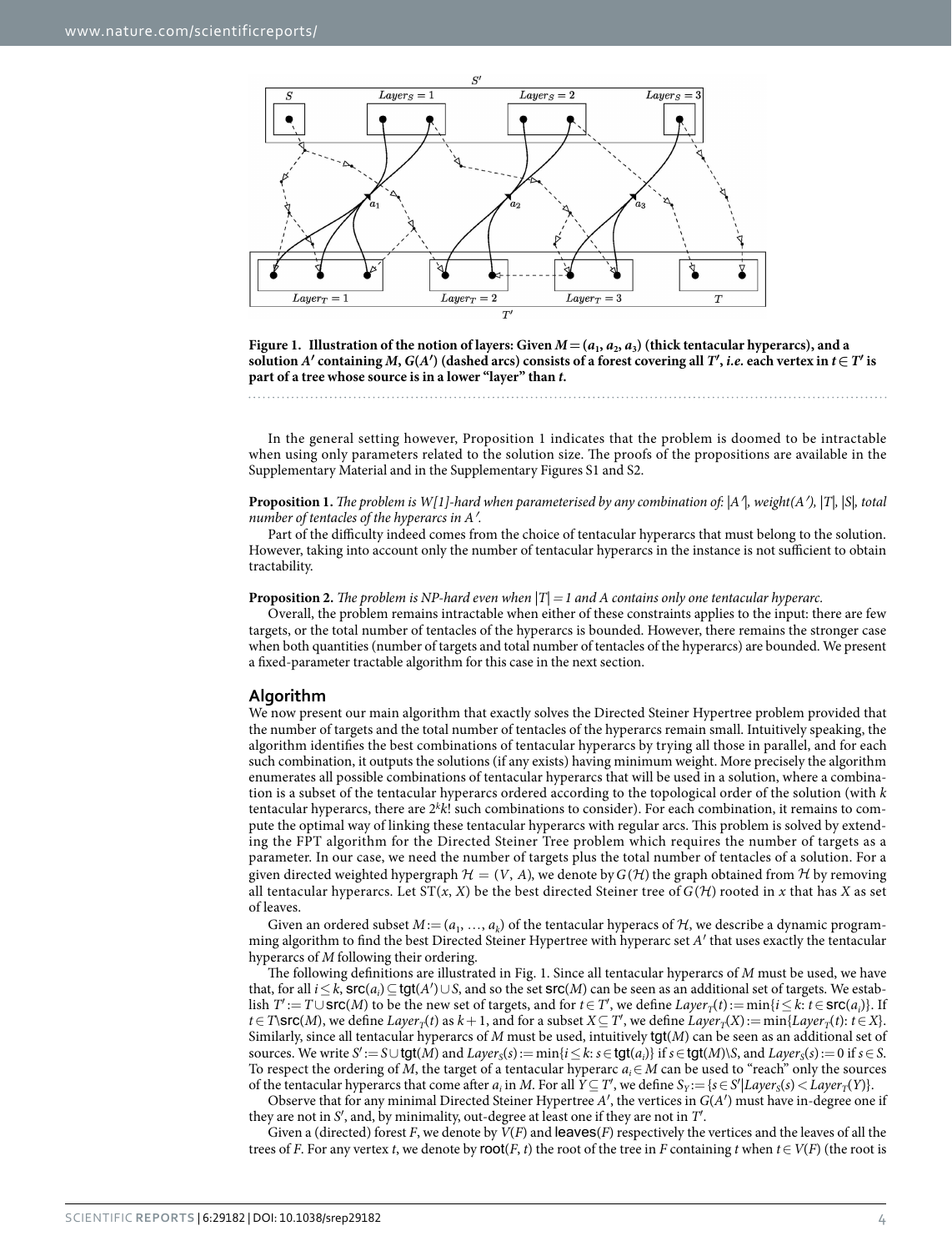Figure 1. Illustration of the notion of layers: Given $M = (a_1, a_2, a_3)$ (thick tentacular hyperarcs), and a solution $A'$ containing $M$, $G(A')$ (dashed arcs) consists of a forest covering all $T'$, *i.e.* each vertex in $t \in T'$ is part of a tree whose source is in a lower "layer" than $t$.

In the general setting however, Proposition 1 indicates that the problem is doomed to be intractable when using only parameters related to the solution size. The proofs of the propositions are available in the Supplementary Material and in the Supplementary Figures S1 and S2.

**Proposition 1.** *The problem is W[1]-hard when parameterised by any combination of: $|A'|$, weight($A'$), $|T|$, $|S|$, total number of tentacles of the hyperarcs in $A'$.*

Part of the difficulty indeed comes from the choice of tentacular hyperarcs that must belong to the solution. However, taking into account only the number of tentacular hyperarcs in the instance is not sufficient to obtain tractability.

**Proposition 2.** *The problem is NP-hard even when $|T| = 1$ and A contains only one tentacular hyperarc.*

Overall, the problem remains intractable when either of these constraints applies to the input: there are few targets, or the total number of tentacles of the hyperarcs is bounded. However, there remains the stronger case when both quantities (number of targets and total number of tentacles of the hyperarcs) are bounded. We present a fixed-parameter tractable algorithm for this case in the next section.

## Algorithm

We now present our main algorithm that exactly solves the Directed Steiner Hypertree problem provided that the number of targets and the total number of tentacles of the hyperarcs remain small. Intuitively speaking, the algorithm identifies the best combinations of tentacular hyperarcs by trying all those in parallel, and for each such combination, it outputs the solutions (if any exists) having minimum weight. More precisely the algorithm enumerates all possible combinations of tentacular hyperarcs that will be used in a solution, where a combination is a subset of the tentacular hyperarcs ordered according to the topological order of the solution (with $k$ tentacular hyperarcs, there are $2^k k!$ such combinations to consider). For each combination, it remains to compute the optimal way of linking these tentacular hyperarcs with regular arcs. This problem is solved by extending the FPT algorithm for the Directed Steiner Tree problem which requires the number of targets as a parameter. In our case, we need the number of targets plus the total number of tentacles of a solution. For a given directed weighted hypergraph $\mathcal{H} = (V, A)$, we denote by $G(\mathcal{H})$ the graph obtained from $\mathcal{H}$ by removing all tentacular hyperarcs. Let $\mathrm{ST}(x, X)$ be the best directed Steiner tree of $G(\mathcal{H})$ rooted in $x$ that has $X$ as set of leaves.

Given an ordered subset $M := (a_1, \ldots, a_k)$ of the tentacular hyperacs of $\mathcal{H}$, we describe a dynamic programming algorithm to find the best Directed Steiner Hypertree with hyperarc set $A'$ that uses exactly the tentacular hyperarcs of $M$ following their ordering.

The following definitions are illustrated in Fig. 1. Since all tentacular hyperarcs of $M$ must be used, we have that, for all $i \leq k$, $\mathsf{src}(a_i) \subseteq \mathsf{tgt}(A') \cup S$, and so the set $\mathsf{src}(M)$ can be seen as an additional set of targets. We establish $T' := T \cup \mathsf{src}(M)$ to be the new set of targets, and for $t \in T'$, we define $Layer_T(t) := \min\{i \leq k: t \in \mathsf{src}(a_i)\}$. If $t \in T \backslash \mathsf{src}(M)$, we define $Layer_T(t)$ as $k+1$, and for a subset $X \subseteq T'$, we define $Layer_T(X) := \min\{Layer_T(t): t \in X\}$. Similarly, since all tentacular hyperarcs of $M$ must be used, intuitively $\mathsf{tgt}(M)$ can be seen as an additional set of sources. We write $S' := S \cup \mathsf{tgt}(M)$ and $Layer_S(s) := \min\{i \leq k: s \in \mathsf{tgt}(a_i)\}$ if $s \in \mathsf{tgt}(M) \backslash S$, and $Layer_S(s) := 0$ if $s \in S$. To respect the ordering of $M$, the target of a tentacular hyperarc $a_i \in M$ can be used to "reach" only the sources of the tentacular hyperarcs that come after $a_i$ in $M$. For all $Y \subseteq T'$, we define $S_Y := \{s \in S' | Layer_S(s) < Layer_T(Y)\}$.

Observe that for any minimal Directed Steiner Hypertree $A'$, the vertices in $G(A')$ must have in-degree one if they are not in $S'$, and, by minimality, out-degree at least one if they are not in $T'$.

Given a (directed) forest $F$, we denote by $V(F)$ and $\mathsf{leaves}(F)$ respectively the vertices and the leaves of all the trees of $F$. For any vertex $t$, we denote by $\mathsf{root}(F, t)$ the root of the tree in $F$ containing $t$ when $t \in V(F)$ (the root is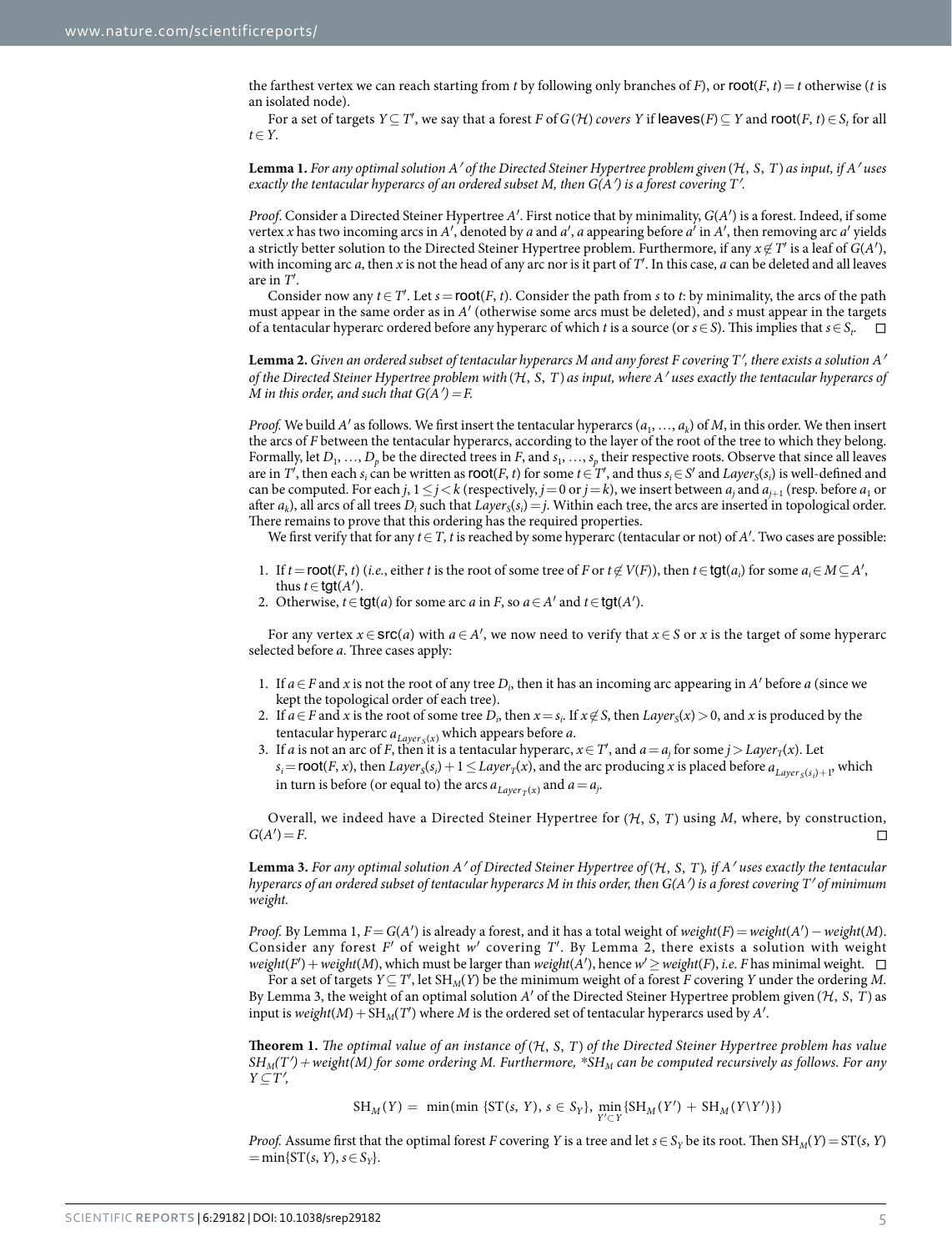the farthest vertex we can reach starting from $t$ by following only branches of $F$), or $\text{root}(F, t) = t$ otherwise ($t$ is an isolated node).

For a set of targets $Y \subseteq T'$, we say that a forest $F$ of $G(\mathcal{H})$ *covers* $Y$ if $\text{leaves}(F) \subseteq Y$ and $\text{root}(F, t) \in S_t$ for all $t \in Y$.

**Lemma 1.** *For any optimal solution $A'$ of the Directed Steiner Hypertree problem given $(\mathcal{H}, S, T)$ as input, if $A'$ uses exactly the tentacular hyperarcs of an ordered subset $M$, then $G(A')$ is a forest covering $T'$.*

*Proof*. Consider a Directed Steiner Hypertree $A'$. First notice that by minimality, $G(A')$ is a forest. Indeed, if some vertex $x$ has two incoming arcs in $A'$, denoted by $a$ and $a'$, $a$ appearing before $a'$ in $A'$, then removing arc $a'$ yields a strictly better solution to the Directed Steiner Hypertree problem. Furthermore, if any $x \notin T'$ is a leaf of $G(A')$, with incoming arc $a$, then $x$ is not the head of any arc nor is it part of $T'$. In this case, $a$ can be deleted and all leaves are in $T'$.

Consider now any $t \in T'$. Let $s = \text{root}(F, t)$. Consider the path from $s$ to $t$: by minimality, the arcs of the path must appear in the same order as in $A'$ (otherwise some arcs must be deleted), and $s$ must appear in the targets of a tentacular hyperarc ordered before any hyperarc of which $t$ is a source (or $s \in S$). This implies that $s \in S_t$. □

**Lemma 2.** *Given an ordered subset of tentacular hyperarcs $M$ and any forest $F$ covering $T'$, there exists a solution $A'$ of the Directed Steiner Hypertree problem with $(\mathcal{H}, S, T)$ as input, where $A'$ uses exactly the tentacular hyperarcs of $M$ in this order, and such that $G(A') = F$.*

*Proof.* We build $A'$ as follows. We first insert the tentacular hyperarcs $(a_1, \ldots, a_k)$ of $M$, in this order. We then insert the arcs of $F$ between the tentacular hyperarcs, according to the layer of the root of the tree to which they belong. Formally, let $D_1, \ldots, D_p$ be the directed trees in $F$, and $s_1, \ldots, s_p$ their respective roots. Observe that since all leaves are in $T'$, then each $s_i$ can be written as $\text{root}(F, t)$ for some $t \in T'$, and thus $s_i \in S'$ and $Layer_S(s_i)$ is well-defined and can be computed. For each $j$, $1 \leq j < k$ (respectively, $j = 0$ or $j = k$), we insert between $a_j$ and $a_{j+1}$ (resp. before $a_1$ or after $a_k$), all arcs of all trees $D_i$ such that $Layer_S(s_i) = j$. Within each tree, the arcs are inserted in topological order. There remains to prove that this ordering has the required properties.

We first verify that for any $t \in T$, $t$ is reached by some hyperarc (tentacular or not) of $A'$. Two cases are possible:

1. If $t = \text{root}(F, t)$ (*i.e.*, either $t$ is the root of some tree of $F$ or $t \notin V(F)$), then $t \in \text{tgt}(a_i)$ for some $a_i \in M \subseteq A'$, thus $t \in \text{tgt}(A')$.
2. Otherwise, $t \in \text{tgt}(a)$ for some arc $a$ in $F$, so $a \in A'$ and $t \in \text{tgt}(A')$.

For any vertex $x \in \text{src}(a)$ with $a \in A'$, we now need to verify that $x \in S$ or $x$ is the target of some hyperarc selected before $a$. Three cases apply:

1. If $a \in F$ and $x$ is not the root of any tree $D_i$, then it has an incoming arc appearing in $A'$ before $a$ (since we kept the topological order of each tree).
2. If $a \in F$ and $x$ is the root of some tree $D_i$, then $x = s_i$. If $x \notin S$, then $Layer_S(x) > 0$, and $x$ is produced by the tentacular hyperarc $a_{Layer_S(x)}$ which appears before $a$.
3. If $a$ is not an arc of $F$, then it is a tentacular hyperarc, $x \in T'$, and $a = a_j$ for some $j > Layer_T(x)$. Let $s_i = \text{root}(F, x)$, then $Layer_S(s_i) + 1 \leq Layer_T(x)$, and the arc producing $x$ is placed before $a_{Layer_S(s_i)+1}$, which in turn is before (or equal to) the arcs $a_{Layer_T(x)}$ and $a = a_j$.

Overall, we indeed have a Directed Steiner Hypertree for $(\mathcal{H}, S, T)$ using $M$, where, by construction, $G(A') = F$. □

**Lemma 3.** *For any optimal solution $A'$ of Directed Steiner Hypertree of $(\mathcal{H}, S, T)$, if $A'$ uses exactly the tentacular hyperarcs of an ordered subset of tentacular hyperarcs $M$ in this order, then $G(A')$ is a forest covering $T'$ of minimum weight.*

*Proof.* By Lemma 1, $F = G(A')$ is already a forest, and it has a total weight of $weight(F) = weight(A') - weight(M)$. Consider any forest $F'$ of weight $w'$ covering $T'$. By Lemma 2, there exists a solution with weight $weight(F') + weight(M)$, which must be larger than $weight(A')$, hence $w' \geq weight(F)$, *i.e.* $F$ has minimal weight. □

For a set of targets $Y \subseteq T'$, let $\text{SH}_M(Y)$ be the minimum weight of a forest $F$ covering $Y$ under the ordering $M$. By Lemma 3, the weight of an optimal solution $A'$ of the Directed Steiner Hypertree problem given $(\mathcal{H}, S, T)$ as input is $weight(M) + \text{SH}_M(T')$ where $M$ is the ordered set of tentacular hyperarcs used by $A'$.

**Theorem 1.** *The optimal value of an instance of $(\mathcal{H}, S, T)$ of the Directed Steiner Hypertree problem has value $SH_M(T') + weight(M)$ for some ordering $M$. Furthermore, \*$SH_M$ can be computed recursively as follows. For any $Y \subseteq T'$,*

$$\text{SH}_M(Y) = \min(\min\{\text{ST}(s, Y), s \in S_Y\}, \min_{Y' \subset Y}\{\text{SH}_M(Y') + \text{SH}_M(Y \backslash Y')\})$$

*Proof.* Assume first that the optimal forest $F$ covering $Y$ is a tree and let $s \in S_Y$ be its root. Then $\text{SH}_M(Y) = \text{ST}(s, Y) = \min\{\text{ST}(s, Y), s \in S_Y\}$.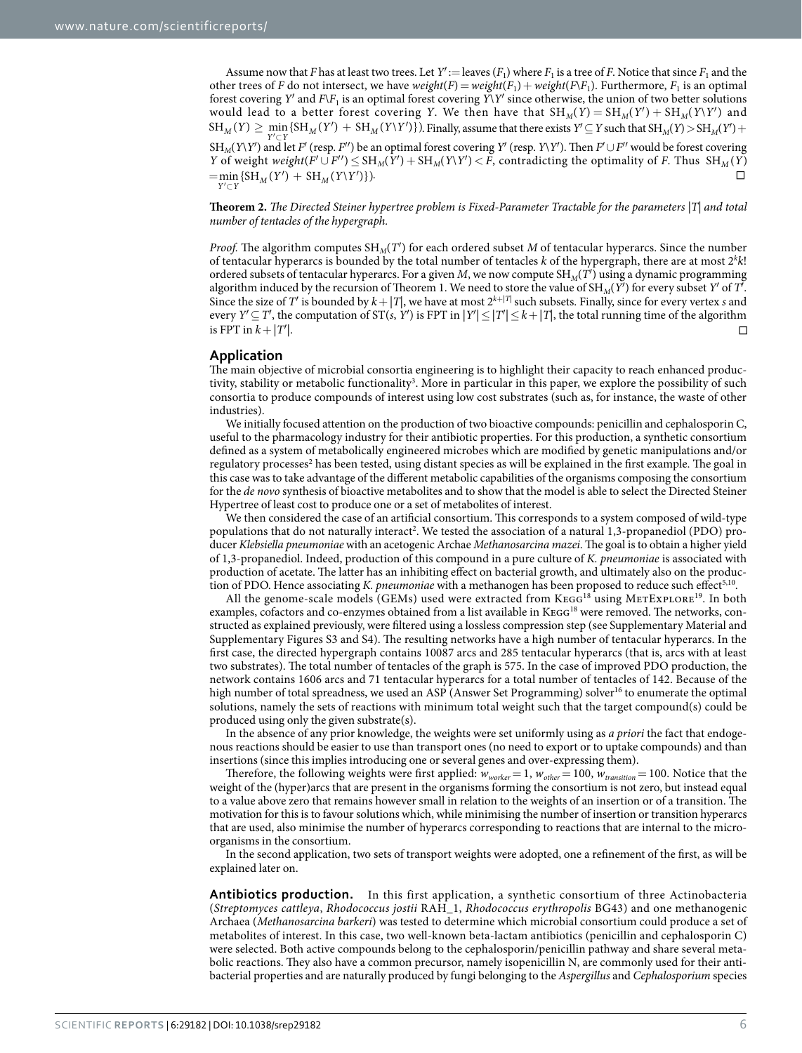Assume now that $F$ has at least two trees. Let $Y' := \text{leaves}(F_1)$ where $F_1$ is a tree of $F$. Notice that since $F_1$ and the other trees of $F$ do not intersect, we have $weight(F) = weight(F_1) + weight(F \backslash F_1)$. Furthermore, $F_1$ is an optimal forest covering $Y'$ and $F \backslash F_1$ is an optimal forest covering $Y \backslash Y'$ since otherwise, the union of two better solutions would lead to a better forest covering $Y$. We then have that $\text{SH}_M(Y) = \text{SH}_M(Y') + \text{SH}_M(Y \backslash Y')$ and $\text{SH}_M(Y) \geq \min_{Y' \subset Y} \{\text{SH}_M(Y') + \text{SH}_M(Y \backslash Y')\}$. Finally, assume that there exists $Y' \subseteq Y$ such that $\text{SH}_M(Y) > \text{SH}_M(Y') + \text{SH}_M(Y \backslash Y')$ and let $F'$ (resp. $F''$) be an optimal forest covering $Y'$ (resp. $Y \backslash Y'$). Then $F' \cup F''$ would be forest covering $Y$ of weight $weight(F' \cup F'') \leq \text{SH}_M(Y') + \text{SH}_M(Y \backslash Y') < F$, contradicting the optimality of $F$. Thus $\text{SH}_M(Y) = \min_{Y' \subset Y} \{\text{SH}_M(Y') + \text{SH}_M(Y \backslash Y')\}$. □

**Theorem 2.** *The Directed Steiner hypertree problem is Fixed-Parameter Tractable for the parameters $|T|$ and total number of tentacles of the hypergraph.*

*Proof.* The algorithm computes $\text{SH}_M(T')$ for each ordered subset $M$ of tentacular hyperarcs. Since the number of tentacular hyperarcs is bounded by the total number of tentacles $k$ of the hypergraph, there are at most $2^k k!$ ordered subsets of tentacular hyperarcs. For a given $M$, we now compute $\text{SH}_M(T')$ using a dynamic programming algorithm induced by the recursion of Theorem 1. We need to store the value of $\text{SH}_M(Y')$ for every subset $Y'$ of $T'$. Since the size of $T'$ is bounded by $k + |T|$, we have at most $2^{k+|T|}$ such subsets. Finally, since for every vertex $s$ and every $Y' \subseteq T'$, the computation of $\text{ST}(s, Y')$ is FPT in $|Y'| \leq |T'| \leq k + |T|$, the total running time of the algorithm is FPT in $k + |T'|$. □

## Application

The main objective of microbial consortia engineering is to highlight their capacity to reach enhanced productivity, stability or metabolic functionality[3]. More in particular in this paper, we explore the possibility of such consortia to produce compounds of interest using low cost substrates (such as, for instance, the waste of other industries).

We initially focused attention on the production of two bioactive compounds: penicillin and cephalosporin C, useful to the pharmacology industry for their antibiotic properties. For this production, a synthetic consortium defined as a system of metabolically engineered microbes which are modified by genetic manipulations and/or regulatory processes[2] has been tested, using distant species as will be explained in the first example. The goal in this case was to take advantage of the different metabolic capabilities of the organisms composing the consortium for the *de novo* synthesis of bioactive metabolites and to show that the model is able to select the Directed Steiner Hypertree of least cost to produce one or a set of metabolites of interest.

We then considered the case of an artificial consortium. This corresponds to a system composed of wild-type populations that do not naturally interact[2]. We tested the association of a natural 1,3-propanediol (PDO) producer *Klebsiella pneumoniae* with an acetogenic Archae *Methanosarcina mazei*. The goal is to obtain a higher yield of 1,3-propanediol. Indeed, production of this compound in a pure culture of *K. pneumoniae* is associated with production of acetate. The latter has an inhibiting effect on bacterial growth, and ultimately also on the production of PDO. Hence associating *K. pneumoniae* with a methanogen has been proposed to reduce such effect[5,10].

All the genome-scale models (GEMs) used were extracted from KEGG[18] using METEXPLORE[19]. In both examples, cofactors and co-enzymes obtained from a list available in KEGG[18] were removed. The networks, constructed as explained previously, were filtered using a lossless compression step (see Supplementary Material and Supplementary Figures S3 and S4). The resulting networks have a high number of tentacular hyperarcs. In the first case, the directed hypergraph contains 10087 arcs and 285 tentacular hyperarcs (that is, arcs with at least two substrates). The total number of tentacles of the graph is 575. In the case of improved PDO production, the network contains 1606 arcs and 71 tentacular hyperarcs for a total number of tentacles of 142. Because of the high number of total spreadness, we used an ASP (Answer Set Programming) solver[16] to enumerate the optimal solutions, namely the sets of reactions with minimum total weight such that the target compound(s) could be produced using only the given substrate(s).

In the absence of any prior knowledge, the weights were set uniformly using as *a priori* the fact that endogenous reactions should be easier to use than transport ones (no need to export or to uptake compounds) and than insertions (since this implies introducing one or several genes and over-expressing them).

Therefore, the following weights were first applied: $w_{worker} = 1$, $w_{other} = 100$, $w_{transition} = 100$. Notice that the weight of the (hyper)arcs that are present in the organisms forming the consortium is not zero, but instead equal to a value above zero that remains however small in relation to the weights of an insertion or of a transition. The motivation for this is to favour solutions which, while minimising the number of insertion or transition hyperarcs that are used, also minimise the number of hyperarcs corresponding to reactions that are internal to the micro-organisms in the consortium.

In the second application, two sets of transport weights were adopted, one a refinement of the first, as will be explained later on.

**Antibiotics production.** In this first application, a synthetic consortium of three Actinobacteria (*Streptomyces cattleya*, *Rhodococcus jostii* RAH_1, *Rhodococcus erythropolis* BG43) and one methanogenic Archaea (*Methanosarcina barkeri*) was tested to determine which microbial consortium could produce a set of metabolites of interest. In this case, two well-known beta-lactam antibiotics (penicillin and cephalosporin C) were selected. Both active compounds belong to the cephalosporin/penicillin pathway and share several metabolic reactions. They also have a common precursor, namely isopenicillin N, are commonly used for their antibacterial properties and are naturally produced by fungi belonging to the *Aspergillus* and *Cephalosporium* species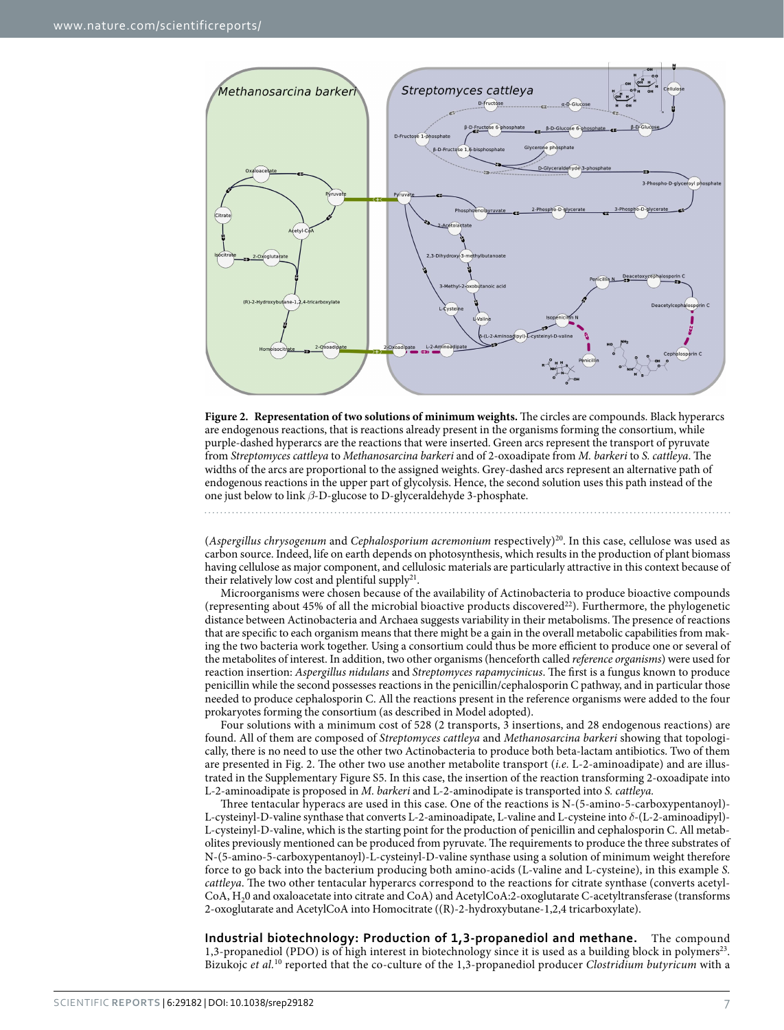**Figure 2. Representation of two solutions of minimum weights.** The circles are compounds. Black hyperarcs are endogenous reactions, that is reactions already present in the organisms forming the consortium, while purple-dashed hyperarcs are the reactions that were inserted. Green arcs represent the transport of pyruvate from *Streptomyces cattleya* to *Methanosarcina barkeri* and of 2-oxoadipate from *M. barkeri* to *S. cattleya*. The widths of the arcs are proportional to the assigned weights. Grey-dashed arcs represent an alternative path of endogenous reactions in the upper part of glycolysis. Hence, the second solution uses this path instead of the one just below to link $\beta$-D-glucose to D-glyceraldehyde 3-phosphate.

(*Aspergillus chrysogenum* and *Cephalosporium acremonium* respectively)[20]. In this case, cellulose was used as carbon source. Indeed, life on earth depends on photosynthesis, which results in the production of plant biomass having cellulose as major component, and cellulosic materials are particularly attractive in this context because of their relatively low cost and plentiful supply[21].

Microorganisms were chosen because of the availability of Actinobacteria to produce bioactive compounds (representing about 45% of all the microbial bioactive products discovered[22]). Furthermore, the phylogenetic distance between Actinobacteria and Archaea suggests variability in their metabolisms. The presence of reactions that are specific to each organism means that there might be a gain in the overall metabolic capabilities from making the two bacteria work together. Using a consortium could thus be more efficient to produce one or several of the metabolites of interest. In addition, two other organisms (henceforth called *reference organisms*) were used for reaction insertion: *Aspergillus nidulans* and *Streptomyces rapamycinicus*. The first is a fungus known to produce penicillin while the second possesses reactions in the penicillin/cephalosporin C pathway, and in particular those needed to produce cephalosporin C. All the reactions present in the reference organisms were added to the four prokaryotes forming the consortium (as described in Model adopted).

Four solutions with a minimum cost of 528 (2 transports, 3 insertions, and 28 endogenous reactions) are found. All of them are composed of *Streptomyces cattleya* and *Methanosarcina barkeri* showing that topologically, there is no need to use the other two Actinobacteria to produce both beta-lactam antibiotics. Two of them are presented in Fig. 2. The other two use another metabolite transport (*i.e.* L-2-aminoadipate) and are illustrated in the Supplementary Figure S5. In this case, the insertion of the reaction transforming 2-oxoadipate into L-2-aminoadipate is proposed in *M. barkeri* and L-2-aminodipate is transported into *S. cattleya.*

Three tentacular hyperacs are used in this case. One of the reactions is N-(5-amino-5-carboxypentanoyl)-L-cysteinyl-D-valine synthase that converts L-2-aminoadipate, L-valine and L-cysteine into $\delta$-(L-2-aminoadipyl)-L-cysteinyl-D-valine, which is the starting point for the production of penicillin and cephalosporin C. All metabolites previously mentioned can be produced from pyruvate. The requirements to produce the three substrates of N-(5-amino-5-carboxypentanoyl)-L-cysteinyl-D-valine synthase using a solution of minimum weight therefore force to go back into the bacterium producing both amino-acids (L-valine and L-cysteine), in this example *S. cattleya*. The two other tentacular hyperarcs correspond to the reactions for citrate synthase (converts acetyl-CoA, $H_20$ and oxaloacetate into citrate and CoA) and AcetylCoA:2-oxoglutarate C-acetyltransferase (transforms 2-oxoglutarate and AcetylCoA into Homocitrate ((R)-2-hydroxybutane-1,2,4 tricarboxylate).

**Industrial biotechnology: Production of 1,3-propanediol and methane.** The compound 1,3-propanediol (PDO) is of high interest in biotechnology since it is used as a building block in polymers[23]. Bizukojc *et al.*[10] reported that the co-culture of the 1,3-propanediol producer *Clostridium butyricum* with a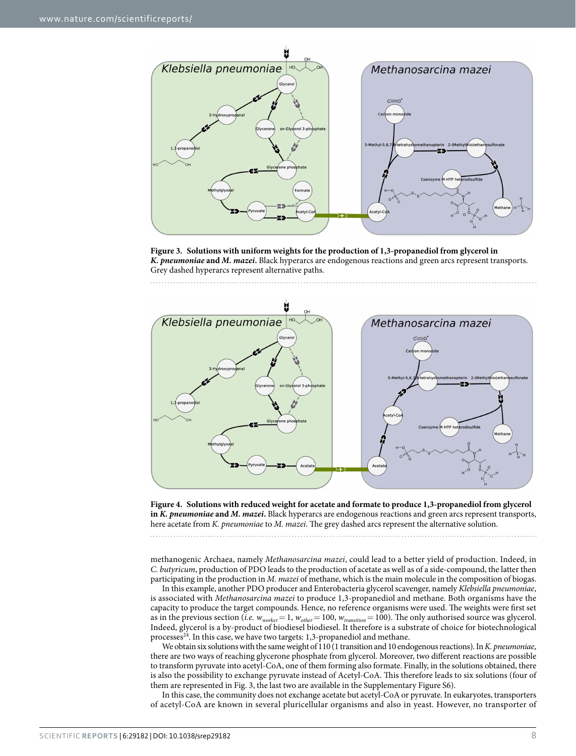**Figure 3. Solutions with uniform weights for the production of 1,3-propanediol from glycerol in *K. pneumoniae* and *M. mazei*.** Black hyperarcs are endogenous reactions and green arcs represent transports. Grey dashed hyperarcs represent alternative paths.

**Figure 4. Solutions with reduced weight for acetate and formate to produce 1,3-propanediol from glycerol in *K. pneumoniae* and *M. mazei*.** Black hyperarcs are endogenous reactions and green arcs represent transports, here acetate from *K. pneumoniae* to *M. mazei*. The grey dashed arcs represent the alternative solution.

methanogenic Archaea, namely *Methanosarcina mazei*, could lead to a better yield of production. Indeed, in *C. butyricum*, production of PDO leads to the production of acetate as well as of a side-compound, the latter then participating in the production in *M. mazei* of methane, which is the main molecule in the composition of biogas.

In this example, another PDO producer and Enterobacteria glycerol scavenger, namely *Klebsiella pneumoniae*, is associated with *Methanosarcina mazei* to produce 1,3-propanediol and methane. Both organisms have the capacity to produce the target compounds. Hence, no reference organisms were used. The weights were first set as in the previous section (*i.e.* $w_{worker} = 1$, $w_{other} = 100$, $w_{transition} = 100$). The only authorised source was glycerol. Indeed, glycerol is a by-product of biodiesel biodiesel. It therefore is a substrate of choice for biotechnological processes[24]. In this case, we have two targets: 1,3-propanediol and methane.

We obtain six solutions with the same weight of 110 (1 transition and 10 endogenous reactions). In *K. pneumoniae*, there are two ways of reaching glycerone phosphate from glycerol. Moreover, two different reactions are possible to transform pyruvate into acetyl-CoA, one of them forming also formate. Finally, in the solutions obtained, there is also the possibility to exchange pyruvate instead of Acetyl-CoA. This therefore leads to six solutions (four of them are represented in Fig. 3, the last two are available in the Supplementary Figure S6).

In this case, the community does not exchange acetate but acetyl-CoA or pyruvate. In eukaryotes, transporters of acetyl-CoA are known in several pluricellular organisms and also in yeast. However, no transporter of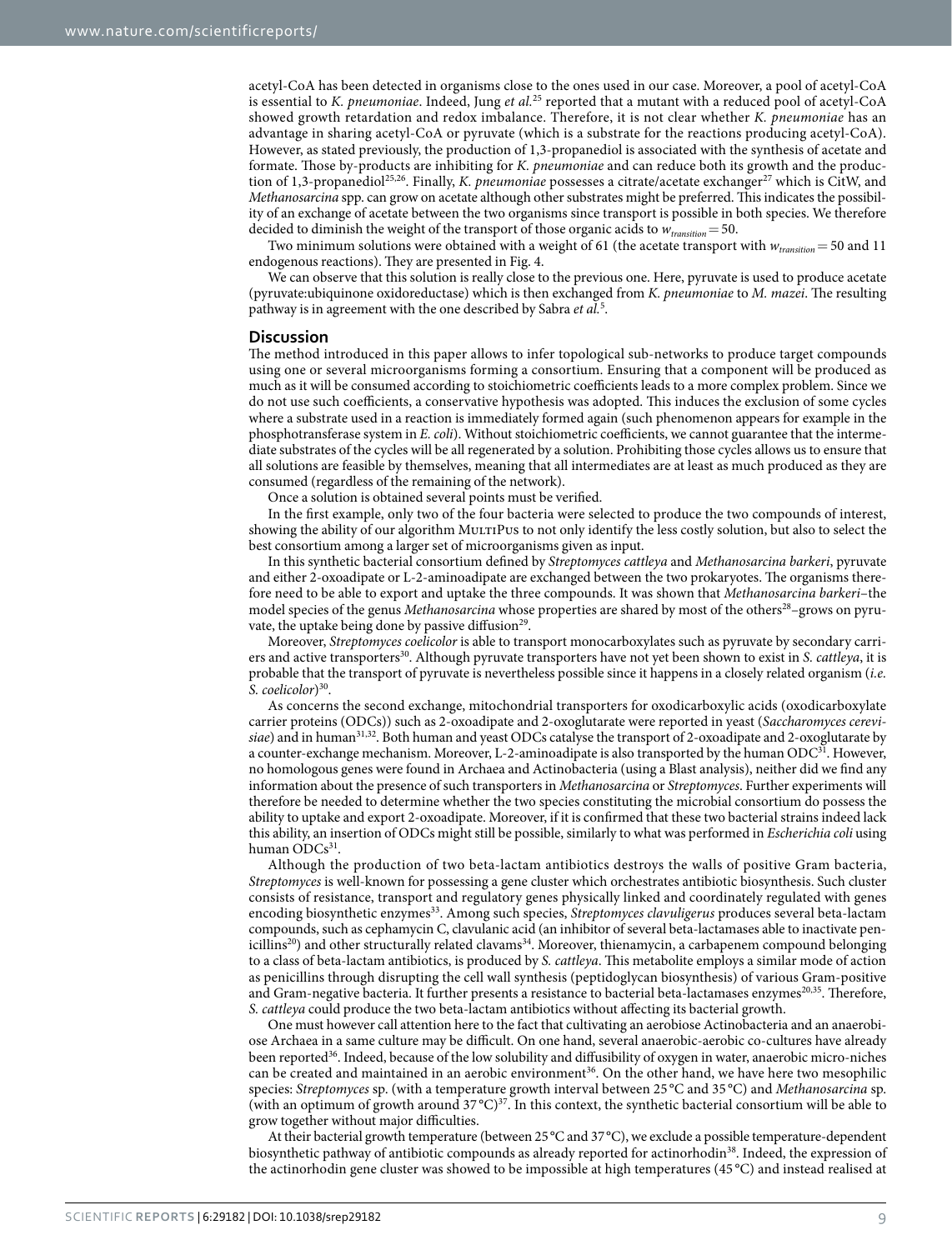acetyl-CoA has been detected in organisms close to the ones used in our case. Moreover, a pool of acetyl-CoA is essential to *K. pneumoniae*. Indeed, Jung *et al.*[25] reported that a mutant with a reduced pool of acetyl-CoA showed growth retardation and redox imbalance. Therefore, it is not clear whether *K. pneumoniae* has an advantage in sharing acetyl-CoA or pyruvate (which is a substrate for the reactions producing acetyl-CoA). However, as stated previously, the production of 1,3-propanediol is associated with the synthesis of acetate and formate. Those by-products are inhibiting for *K. pneumoniae* and can reduce both its growth and the production of 1,3-propanediol[25,26]. Finally, *K. pneumoniae* possesses a citrate/acetate exchanger[27] which is CitW, and *Methanosarcina* spp. can grow on acetate although other substrates might be preferred. This indicates the possibility of an exchange of acetate between the two organisms since transport is possible in both species. We therefore decided to diminish the weight of the transport of those organic acids to $w_{transition} = 50$.

Two minimum solutions were obtained with a weight of 61 (the acetate transport with $w_{transition} = 50$ and 11 endogenous reactions). They are presented in Fig. 4.

We can observe that this solution is really close to the previous one. Here, pyruvate is used to produce acetate (pyruvate:ubiquinone oxidoreductase) which is then exchanged from *K. pneumoniae* to *M. mazei*. The resulting pathway is in agreement with the one described by Sabra *et al.*[5].

## Discussion

The method introduced in this paper allows to infer topological sub-networks to produce target compounds using one or several microorganisms forming a consortium. Ensuring that a component will be produced as much as it will be consumed according to stoichiometric coefficients leads to a more complex problem. Since we do not use such coefficients, a conservative hypothesis was adopted. This induces the exclusion of some cycles where a substrate used in a reaction is immediately formed again (such phenomenon appears for example in the phosphotransferase system in *E. coli*). Without stoichiometric coefficients, we cannot guarantee that the intermediate substrates of the cycles will be all regenerated by a solution. Prohibiting those cycles allows us to ensure that all solutions are feasible by themselves, meaning that all intermediates are at least as much produced as they are consumed (regardless of the remaining of the network).

Once a solution is obtained several points must be verified.

In the first example, only two of the four bacteria were selected to produce the two compounds of interest, showing the ability of our algorithm MultiPus to not only identify the less costly solution, but also to select the best consortium among a larger set of microorganisms given as input.

In this synthetic bacterial consortium defined by *Streptomyces cattleya* and *Methanosarcina barkeri*, pyruvate and either 2-oxoadipate or L-2-aminoadipate are exchanged between the two prokaryotes. The organisms therefore need to be able to export and uptake the three compounds. It was shown that *Methanosarcina barkeri*–the model species of the genus *Methanosarcina* whose properties are shared by most of the others[28]–grows on pyruvate, the uptake being done by passive diffusion[29].

Moreover, *Streptomyces coelicolor* is able to transport monocarboxylates such as pyruvate by secondary carriers and active transporters[30]. Although pyruvate transporters have not yet been shown to exist in *S. cattleya*, it is probable that the transport of pyruvate is nevertheless possible since it happens in a closely related organism (*i.e. S. coelicolor*)[30].

As concerns the second exchange, mitochondrial transporters for oxodicarboxylic acids (oxodicarboxylate carrier proteins (ODCs)) such as 2-oxoadipate and 2-oxoglutarate were reported in yeast (*Saccharomyces cerevisiae*) and in human[31,32]. Both human and yeast ODCs catalyse the transport of 2-oxoadipate and 2-oxoglutarate by a counter-exchange mechanism. Moreover, L-2-aminoadipate is also transported by the human ODC[31]. However, no homologous genes were found in Archaea and Actinobacteria (using a Blast analysis), neither did we find any information about the presence of such transporters in *Methanosarcina* or *Streptomyces*. Further experiments will therefore be needed to determine whether the two species constituting the microbial consortium do possess the ability to uptake and export 2-oxoadipate. Moreover, if it is confirmed that these two bacterial strains indeed lack this ability, an insertion of ODCs might still be possible, similarly to what was performed in *Escherichia coli* using human ODCs[31].

Although the production of two beta-lactam antibiotics destroys the walls of positive Gram bacteria, *Streptomyces* is well-known for possessing a gene cluster which orchestrates antibiotic biosynthesis. Such cluster consists of resistance, transport and regulatory genes physically linked and coordinately regulated with genes encoding biosynthetic enzymes[33]. Among such species, *Streptomyces clavuligerus* produces several beta-lactam compounds, such as cephamycin C, clavulanic acid (an inhibitor of several beta-lactamases able to inactivate penicillins[20]) and other structurally related clavams[34]. Moreover, thienamycin, a carbapenem compound belonging to a class of beta-lactam antibiotics, is produced by *S. cattleya*. This metabolite employs a similar mode of action as penicillins through disrupting the cell wall synthesis (peptidoglycan biosynthesis) of various Gram-positive and Gram-negative bacteria. It further presents a resistance to bacterial beta-lactamases enzymes[20,35]. Therefore, *S. cattleya* could produce the two beta-lactam antibiotics without affecting its bacterial growth.

One must however call attention here to the fact that cultivating an aerobiose Actinobacteria and an anaerobiose Archaea in a same culture may be difficult. On one hand, several anaerobic-aerobic co-cultures have already been reported[36]. Indeed, because of the low solubility and diffusibility of oxygen in water, anaerobic micro-niches can be created and maintained in an aerobic environment[36]. On the other hand, we have here two mesophilic species: *Streptomyces* sp. (with a temperature growth interval between 25 °C and 35 °C) and *Methanosarcina* sp. (with an optimum of growth around 37 °C)[37]. In this context, the synthetic bacterial consortium will be able to grow together without major difficulties.

At their bacterial growth temperature (between 25 °C and 37 °C), we exclude a possible temperature-dependent biosynthetic pathway of antibiotic compounds as already reported for actinorhodin[38]. Indeed, the expression of the actinorhodin gene cluster was showed to be impossible at high temperatures (45 °C) and instead realised at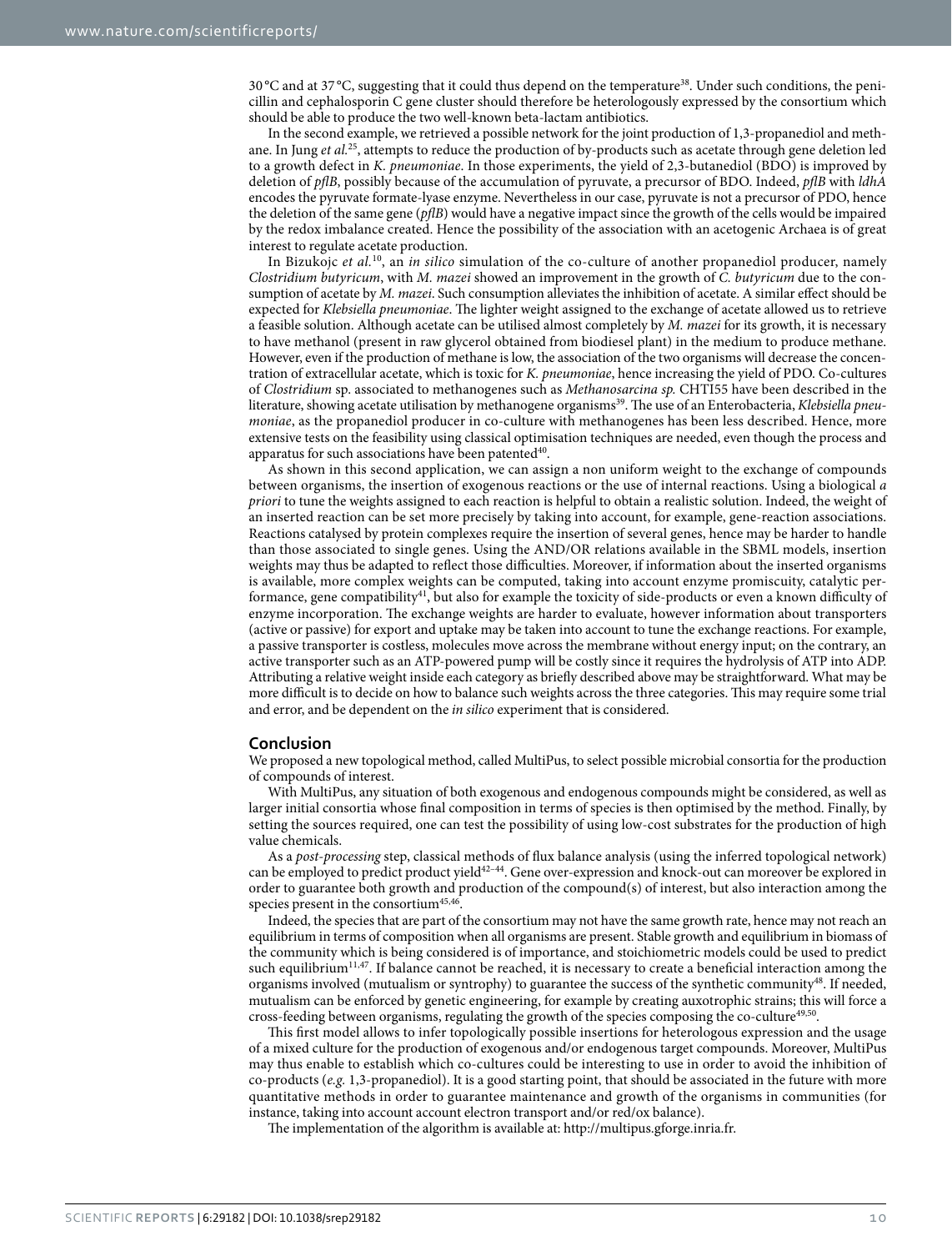30 °C and at 37 °C, suggesting that it could thus depend on the temperature[38]. Under such conditions, the penicillin and cephalosporin C gene cluster should therefore be heterologously expressed by the consortium which should be able to produce the two well-known beta-lactam antibiotics.

In the second example, we retrieved a possible network for the joint production of 1,3-propanediol and methane. In Jung *et al.*[25], attempts to reduce the production of by-products such as acetate through gene deletion led to a growth defect in *K. pneumoniae*. In those experiments, the yield of 2,3-butanediol (BDO) is improved by deletion of *pflB*, possibly because of the accumulation of pyruvate, a precursor of BDO. Indeed, *pflB* with *ldhA* encodes the pyruvate formate-lyase enzyme. Nevertheless in our case, pyruvate is not a precursor of PDO, hence the deletion of the same gene (*pflB*) would have a negative impact since the growth of the cells would be impaired by the redox imbalance created. Hence the possibility of the association with an acetogenic Archaea is of great interest to regulate acetate production.

In Bizukojc *et al.*[10], an *in silico* simulation of the co-culture of another propanediol producer, namely *Clostridium butyricum*, with *M. mazei* showed an improvement in the growth of *C. butyricum* due to the consumption of acetate by *M. mazei*. Such consumption alleviates the inhibition of acetate. A similar effect should be expected for *Klebsiella pneumoniae*. The lighter weight assigned to the exchange of acetate allowed us to retrieve a feasible solution. Although acetate can be utilised almost completely by *M. mazei* for its growth, it is necessary to have methanol (present in raw glycerol obtained from biodiesel plant) in the medium to produce methane. However, even if the production of methane is low, the association of the two organisms will decrease the concentration of extracellular acetate, which is toxic for *K. pneumoniae*, hence increasing the yield of PDO. Co-cultures of *Clostridium* sp. associated to methanogenes such as *Methanosarcina sp.* CHTI55 have been described in the literature, showing acetate utilisation by methanogene organisms[39]. The use of an Enterobacteria, *Klebsiella pneumoniae*, as the propanediol producer in co-culture with methanogenes has been less described. Hence, more extensive tests on the feasibility using classical optimisation techniques are needed, even though the process and apparatus for such associations have been patented[40].

As shown in this second application, we can assign a non uniform weight to the exchange of compounds between organisms, the insertion of exogenous reactions or the use of internal reactions. Using a biological *a priori* to tune the weights assigned to each reaction is helpful to obtain a realistic solution. Indeed, the weight of an inserted reaction can be set more precisely by taking into account, for example, gene-reaction associations. Reactions catalysed by protein complexes require the insertion of several genes, hence may be harder to handle than those associated to single genes. Using the AND/OR relations available in the SBML models, insertion weights may thus be adapted to reflect those difficulties. Moreover, if information about the inserted organisms is available, more complex weights can be computed, taking into account enzyme promiscuity, catalytic performance, gene compatibility[41], but also for example the toxicity of side-products or even a known difficulty of enzyme incorporation. The exchange weights are harder to evaluate, however information about transporters (active or passive) for export and uptake may be taken into account to tune the exchange reactions. For example, a passive transporter is costless, molecules move across the membrane without energy input; on the contrary, an active transporter such as an ATP-powered pump will be costly since it requires the hydrolysis of ATP into ADP. Attributing a relative weight inside each category as briefly described above may be straightforward. What may be more difficult is to decide on how to balance such weights across the three categories. This may require some trial and error, and be dependent on the *in silico* experiment that is considered.

## Conclusion

We proposed a new topological method, called MultiPus, to select possible microbial consortia for the production of compounds of interest.

With MultiPus, any situation of both exogenous and endogenous compounds might be considered, as well as larger initial consortia whose final composition in terms of species is then optimised by the method. Finally, by setting the sources required, one can test the possibility of using low-cost substrates for the production of high value chemicals.

As a *post-processing* step, classical methods of flux balance analysis (using the inferred topological network) can be employed to predict product yield[42–44]. Gene over-expression and knock-out can moreover be explored in order to guarantee both growth and production of the compound(s) of interest, but also interaction among the species present in the consortium[45,46].

Indeed, the species that are part of the consortium may not have the same growth rate, hence may not reach an equilibrium in terms of composition when all organisms are present. Stable growth and equilibrium in biomass of the community which is being considered is of importance, and stoichiometric models could be used to predict such equilibrium[11,47]. If balance cannot be reached, it is necessary to create a beneficial interaction among the organisms involved (mutualism or syntrophy) to guarantee the success of the synthetic community[48]. If needed, mutualism can be enforced by genetic engineering, for example by creating auxotrophic strains; this will force a cross-feeding between organisms, regulating the growth of the species composing the co-culture[49,50].

This first model allows to infer topologically possible insertions for heterologous expression and the usage of a mixed culture for the production of exogenous and/or endogenous target compounds. Moreover, MultiPus may thus enable to establish which co-cultures could be interesting to use in order to avoid the inhibition of co-products (*e.g.* 1,3-propanediol). It is a good starting point, that should be associated in the future with more quantitative methods in order to guarantee maintenance and growth of the organisms in communities (for instance, taking into account account electron transport and/or red/ox balance).

The implementation of the algorithm is available at: http://multipus.gforge.inria.fr.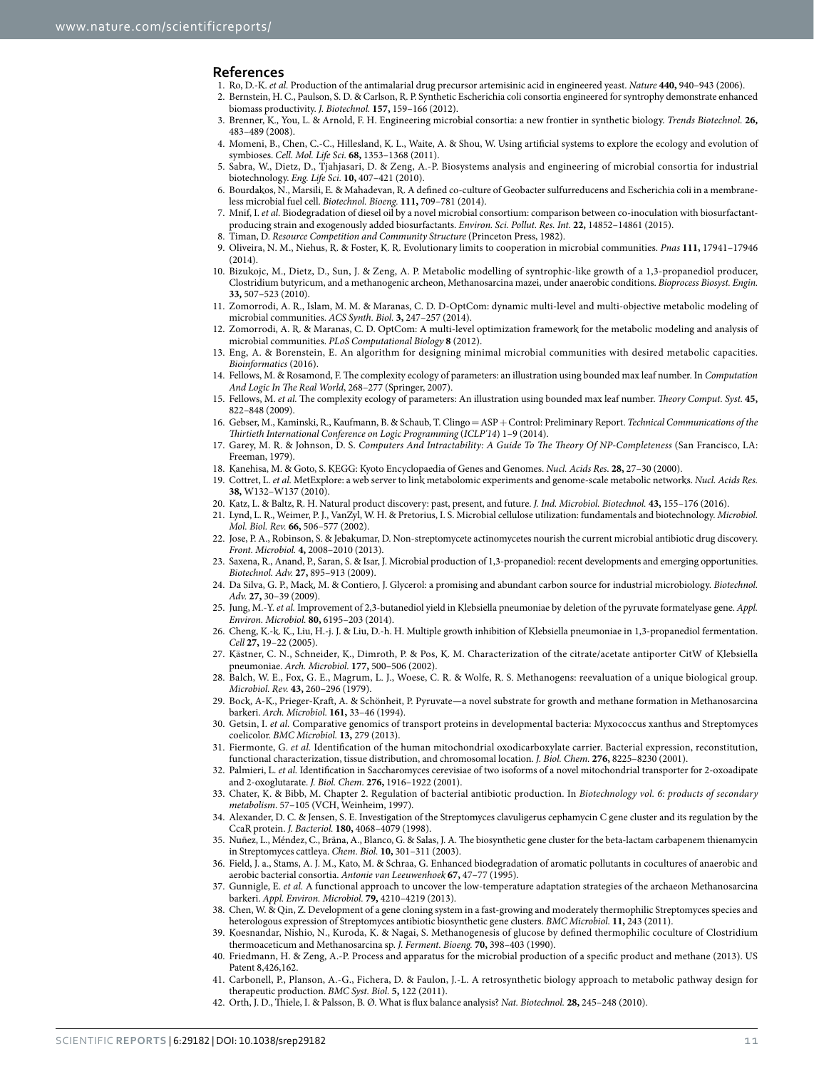## References

1. Ro, D.-K. *et al.* Production of the antimalarial drug precursor artemisinic acid in engineered yeast. *Nature* **440,** 940–943 (2006).
2. Bernstein, H. C., Paulson, S. D. & Carlson, R. P. Synthetic Escherichia coli consortia engineered for syntrophy demonstrate enhanced biomass productivity. *J. Biotechnol.* **157,** 159–166 (2012).
3. Brenner, K., You, L. & Arnold, F. H. Engineering microbial consortia: a new frontier in synthetic biology. *Trends Biotechnol.* **26,** 483–489 (2008).
4. Momeni, B., Chen, C.-C., Hillesland, K. L., Waite, A. & Shou, W. Using artificial systems to explore the ecology and evolution of symbioses. *Cell. Mol. Life Sci.* **68,** 1353–1368 (2011).
5. Sabra, W., Dietz, D., Tjahjasari, D. & Zeng, A.-P. Biosystems analysis and engineering of microbial consortia for industrial biotechnology. *Eng. Life Sci.* **10,** 407–421 (2010).
6. Bourdakos, N., Marsili, E. & Mahadevan, R. A defined co-culture of Geobacter sulfurreducens and Escherichia coli in a membrane-less microbial fuel cell. *Biotechnol. Bioeng.* **111,** 709–781 (2014).
7. Mnif, I. *et al.* Biodegradation of diesel oil by a novel microbial consortium: comparison between co-inoculation with biosurfactant-producing strain and exogenously added biosurfactants. *Environ. Sci. Pollut. Res. Int.* **22,** 14852–14861 (2015).
8. Timan, D. *Resource Competition and Community Structure* (Princeton Press, 1982).
9. Oliveira, N. M., Niehus, R. & Foster, K. R. Evolutionary limits to cooperation in microbial communities. *Pnas* **111,** 17941–17946 (2014).
10. Bizukojc, M., Dietz, D., Sun, J. & Zeng, A. P. Metabolic modelling of syntrophic-like growth of a 1,3-propanediol producer, Clostridium butyricum, and a methanogenic archeon, Methanosarcina mazei, under anaerobic conditions. *Bioprocess Biosyst. Engin.* **33,** 507–523 (2010).
11. Zomorrodi, A. R., Islam, M. M. & Maranas, C. D. D-OptCom: dynamic multi-level and multi-objective metabolic modeling of microbial communities. *ACS Synth. Biol.* **3,** 247–257 (2014).
12. Zomorrodi, A. R. & Maranas, C. D. OptCom: A multi-level optimization framework for the metabolic modeling and analysis of microbial communities. *PLoS Computational Biology* **8** (2012).
13. Eng, A. & Borenstein, E. An algorithm for designing minimal microbial communities with desired metabolic capacities. *Bioinformatics* (2016).
14. Fellows, M. & Rosamond, F. The complexity ecology of parameters: an illustration using bounded max leaf number. In *Computation And Logic In The Real World*, 268–277 (Springer, 2007).
15. Fellows, M. *et al.* The complexity ecology of parameters: An illustration using bounded max leaf number. *Theory Comput. Syst.* **45,** 822–848 (2009).
16. Gebser, M., Kaminski, R., Kaufmann, B. & Schaub, T. Clingo = ASP + Control: Preliminary Report. *Technical Communications of the Thirtieth International Conference on Logic Programming* (*ICLP'14*) 1–9 (2014).
17. Garey, M. R. & Johnson, D. S. *Computers And Intractability: A Guide To The Theory Of NP-Completeness* (San Francisco, LA: Freeman, 1979).
18. Kanehisa, M. & Goto, S. KEGG: Kyoto Encyclopaedia of Genes and Genomes. *Nucl. Acids Res.* **28,** 27–30 (2000).
19. Cottret, L. *et al.* MetExplore: a web server to link metabolomic experiments and genome-scale metabolic networks. *Nucl. Acids Res.* **38,** W132–W137 (2010).
20. Katz, L. & Baltz, R. H. Natural product discovery: past, present, and future. *J. Ind. Microbiol. Biotechnol.* **43,** 155–176 (2016).
21. Lynd, L. R., Weimer, P. J., VanZyl, W. H. & Pretorius, I. S. Microbial cellulose utilization: fundamentals and biotechnology. *Microbiol. Mol. Biol. Rev.* **66,** 506–577 (2002).
22. Jose, P. A., Robinson, S. & Jebakumar, D. Non-streptomycete actinomycetes nourish the current microbial antibiotic drug discovery. *Front. Microbiol.* **4,** 2008–2010 (2013).
23. Saxena, R., Anand, P., Saran, S. & Isar, J. Microbial production of 1,3-propanediol: recent developments and emerging opportunities. *Biotechnol. Adv.* **27,** 895–913 (2009).
24. Da Silva, G. P., Mack, M. & Contiero, J. Glycerol: a promising and abundant carbon source for industrial microbiology. *Biotechnol. Adv.* **27,** 30–39 (2009).
25. Jung, M.-Y. *et al.* Improvement of 2,3-butanediol yield in Klebsiella pneumoniae by deletion of the pyruvate formatelyase gene. *Appl. Environ. Microbiol.* **80,** 6195–203 (2014).
26. Cheng, K.-k. K., Liu, H.-j. J. & Liu, D.-h. H. Multiple growth inhibition of Klebsiella pneumoniae in 1,3-propanediol fermentation. *Cell* **27,** 19–22 (2005).
27. Kästner, C. N., Schneider, K., Dimroth, P. & Pos, K. M. Characterization of the citrate/acetate antiporter CitW of Klebsiella pneumoniae. *Arch. Microbiol.* **177,** 500–506 (2002).
28. Balch, W. E., Fox, G. E., Magrum, L. J., Woese, C. R. & Wolfe, R. S. Methanogens: reevaluation of a unique biological group. *Microbiol. Rev.* **43,** 260–296 (1979).
29. Bock, A-K., Prieger-Kraft, A. & Schönheit, P. Pyruvate—a novel substrate for growth and methane formation in Methanosarcina barkeri. *Arch. Microbiol.* **161,** 33–46 (1994).
30. Getsin, I. *et al.* Comparative genomics of transport proteins in developmental bacteria: Myxococcus xanthus and Streptomyces coelicolor. *BMC Microbiol.* **13,** 279 (2013).
31. Fiermonte, G. *et al.* Identification of the human mitochondrial oxodicarboxylate carrier. Bacterial expression, reconstitution, functional characterization, tissue distribution, and chromosomal location. *J. Biol. Chem.* **276,** 8225–8230 (2001).
32. Palmieri, L. *et al.* Identification in Saccharomyces cerevisiae of two isoforms of a novel mitochondrial transporter for 2-oxoadipate and 2-oxoglutarate. *J. Biol. Chem.* **276,** 1916–1922 (2001).
33. Chater, K. & Bibb, M. Chapter 2. Regulation of bacterial antibiotic production. In *Biotechnology vol. 6: products of secondary metabolism*. 57–105 (VCH, Weinheim, 1997).
34. Alexander, D. C. & Jensen, S. E. Investigation of the Streptomyces clavuligerus cephamycin C gene cluster and its regulation by the CcaR protein. *J. Bacteriol.* **180,** 4068–4079 (1998).
35. Nuñez, L., Méndez, C., Brãna, A., Blanco, G. & Salas, J. A. The biosynthetic gene cluster for the beta-lactam carbapenem thienamycin in Streptomyces cattleya. *Chem. Biol.* **10,** 301–311 (2003).
36. Field, J. a., Stams, A. J. M., Kato, M. & Schraa, G. Enhanced biodegradation of aromatic pollutants in cocultures of anaerobic and aerobic bacterial consortia. *Antonie van Leeuwenhoek* **67,** 47–77 (1995).
37. Gunnigle, E. *et al.* A functional approach to uncover the low-temperature adaptation strategies of the archaeon Methanosarcina barkeri. *Appl. Environ. Microbiol.* **79,** 4210–4219 (2013).
38. Chen, W. & Qin, Z. Development of a gene cloning system in a fast-growing and moderately thermophilic Streptomyces species and heterologous expression of Streptomyces antibiotic biosynthetic gene clusters. *BMC Microbiol.* **11,** 243 (2011).
39. Koesnandar, Nishio, N., Kuroda, K. & Nagai, S. Methanogenesis of glucose by defined thermophilic coculture of Clostridium thermoaceticum and Methanosarcina sp. *J. Ferment. Bioeng.* **70,** 398–403 (1990).
40. Friedmann, H. & Zeng, A.-P. Process and apparatus for the microbial production of a specific product and methane (2013). US Patent 8,426,162.
41. Carbonell, P., Planson, A.-G., Fichera, D. & Faulon, J.-L. A retrosynthetic biology approach to metabolic pathway design for therapeutic production. *BMC Syst. Biol.* **5,** 122 (2011).
42. Orth, J. D., Thiele, I. & Palsson, B. Ø. What is flux balance analysis? *Nat. Biotechnol.* **28,** 245–248 (2010).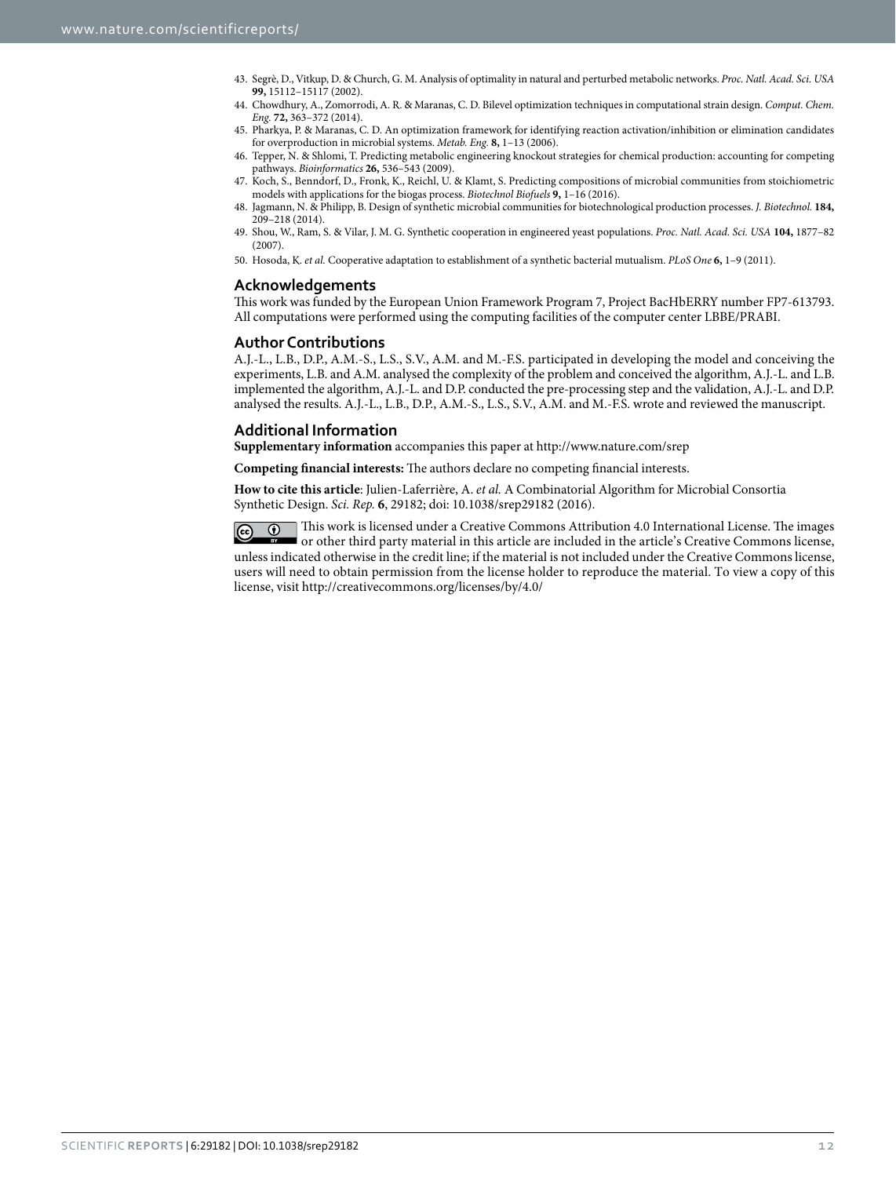43. Segrè, D., Vitkup, D. & Church, G. M. Analysis of optimality in natural and perturbed metabolic networks. *Proc. Natl. Acad. Sci. USA* **99,** 15112–15117 (2002).
44. Chowdhury, A., Zomorrodi, A. R. & Maranas, C. D. Bilevel optimization techniques in computational strain design. *Comput. Chem. Eng.* **72,** 363–372 (2014).
45. Pharkya, P. & Maranas, C. D. An optimization framework for identifying reaction activation/inhibition or elimination candidates for overproduction in microbial systems. *Metab. Eng.* **8,** 1–13 (2006).
46. Tepper, N. & Shlomi, T. Predicting metabolic engineering knockout strategies for chemical production: accounting for competing pathways. *Bioinformatics* **26,** 536–543 (2009).
47. Koch, S., Benndorf, D., Fronk, K., Reichl, U. & Klamt, S. Predicting compositions of microbial communities from stoichiometric models with applications for the biogas process. *Biotechnol Biofuels* **9,** 1–16 (2016).
48. Jagmann, N. & Philipp, B. Design of synthetic microbial communities for biotechnological production processes. *J. Biotechnol.* **184,** 209–218 (2014).
49. Shou, W., Ram, S. & Vilar, J. M. G. Synthetic cooperation in engineered yeast populations. *Proc. Natl. Acad. Sci. USA* **104,** 1877–82 (2007).
50. Hosoda, K. *et al.* Cooperative adaptation to establishment of a synthetic bacterial mutualism. *PLoS One* **6,** 1–9 (2011).

## Acknowledgements

This work was funded by the European Union Framework Program 7, Project BacHbERRY number FP7-613793. All computations were performed using the computing facilities of the computer center LBBE/PRABI.

## Author Contributions

A.J.-L., L.B., D.P., A.M.-S., L.S., S.V., A.M. and M.-F.S. participated in developing the model and conceiving the experiments, L.B. and A.M. analysed the complexity of the problem and conceived the algorithm, A.J.-L. and L.B. implemented the algorithm, A.J.-L. and D.P. conducted the pre-processing step and the validation, A.J.-L. and D.P. analysed the results. A.J.-L., L.B., D.P., A.M.-S., L.S., S.V., A.M. and M.-F.S. wrote and reviewed the manuscript.

## Additional Information

**Supplementary information** accompanies this paper at http://www.nature.com/srep

**Competing financial interests:** The authors declare no competing financial interests.

**How to cite this article**: Julien-Laferrière, A. *et al.* A Combinatorial Algorithm for Microbial Consortia Synthetic Design. *Sci. Rep.* **6**, 29182; doi: 10.1038/srep29182 (2016).

This work is licensed under a Creative Commons Attribution 4.0 International License. The images or other third party material in this article are included in the article's Creative Commons license, unless indicated otherwise in the credit line; if the material is not included under the Creative Commons license, users will need to obtain permission from the license holder to reproduce the material. To view a copy of this license, visit http://creativecommons.org/licenses/by/4.0/